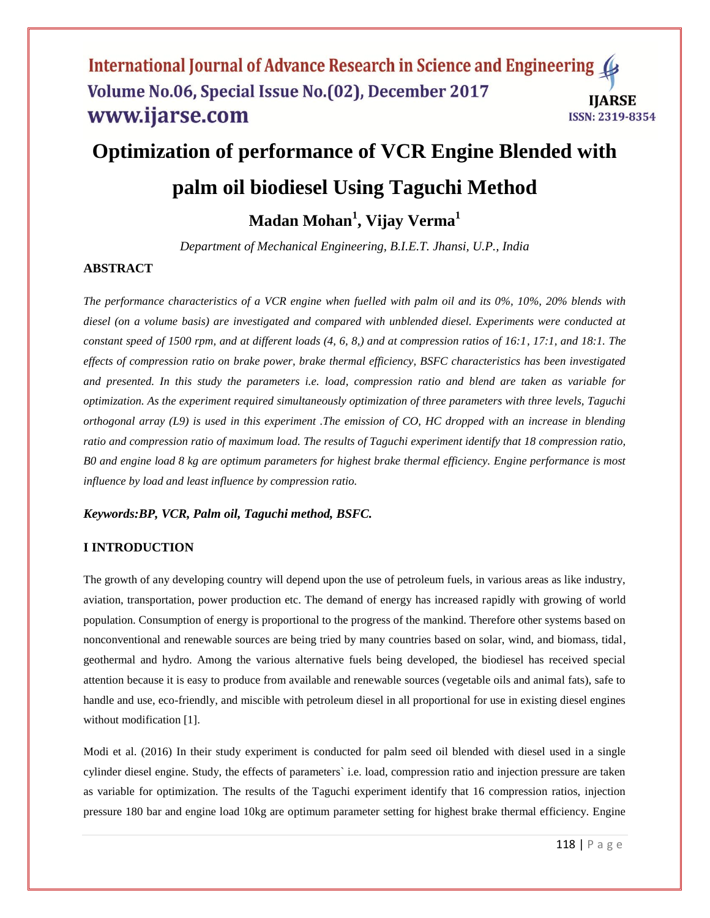# Optimization of performance of VCR Engine Blended with palm oil biodiesel Using Taguchi Method

**Madan Mohan[1], Vijay Verma[1]**

*Department of Mechanical Engineering, B.I.E.T. Jhansi, U.P., India*

## ABSTRACT

*The performance characteristics of a VCR engine when fuelled with palm oil and its 0%, 10%, 20% blends with diesel (on a volume basis) are investigated and compared with unblended diesel. Experiments were conducted at constant speed of 1500 rpm, and at different loads (4, 6, 8,) and at compression ratios of 16:1, 17:1, and 18:1. The effects of compression ratio on brake power, brake thermal efficiency, BSFC characteristics has been investigated and presented. In this study the parameters i.e. load, compression ratio and blend are taken as variable for optimization. As the experiment required simultaneously optimization of three parameters with three levels, Taguchi orthogonal array (L9) is used in this experiment .The emission of CO, HC dropped with an increase in blending ratio and compression ratio of maximum load. The results of Taguchi experiment identify that 18 compression ratio, B0 and engine load 8 kg are optimum parameters for highest brake thermal efficiency. Engine performance is most influence by load and least influence by compression ratio.*

***Keywords:BP, VCR, Palm oil, Taguchi method, BSFC.***

## I INTRODUCTION

The growth of any developing country will depend upon the use of petroleum fuels, in various areas as like industry, aviation, transportation, power production etc. The demand of energy has increased rapidly with growing of world population. Consumption of energy is proportional to the progress of the mankind. Therefore other systems based on nonconventional and renewable sources are being tried by many countries based on solar, wind, and biomass, tidal, geothermal and hydro. Among the various alternative fuels being developed, the biodiesel has received special attention because it is easy to produce from available and renewable sources (vegetable oils and animal fats), safe to handle and use, eco-friendly, and miscible with petroleum diesel in all proportional for use in existing diesel engines without modification [1].

Modi et al. (2016) In their study experiment is conducted for palm seed oil blended with diesel used in a single cylinder diesel engine. Study, the effects of parameters` i.e. load, compression ratio and injection pressure are taken as variable for optimization. The results of the Taguchi experiment identify that 16 compression ratios, injection pressure 180 bar and engine load 10kg are optimum parameter setting for highest brake thermal efficiency. Engine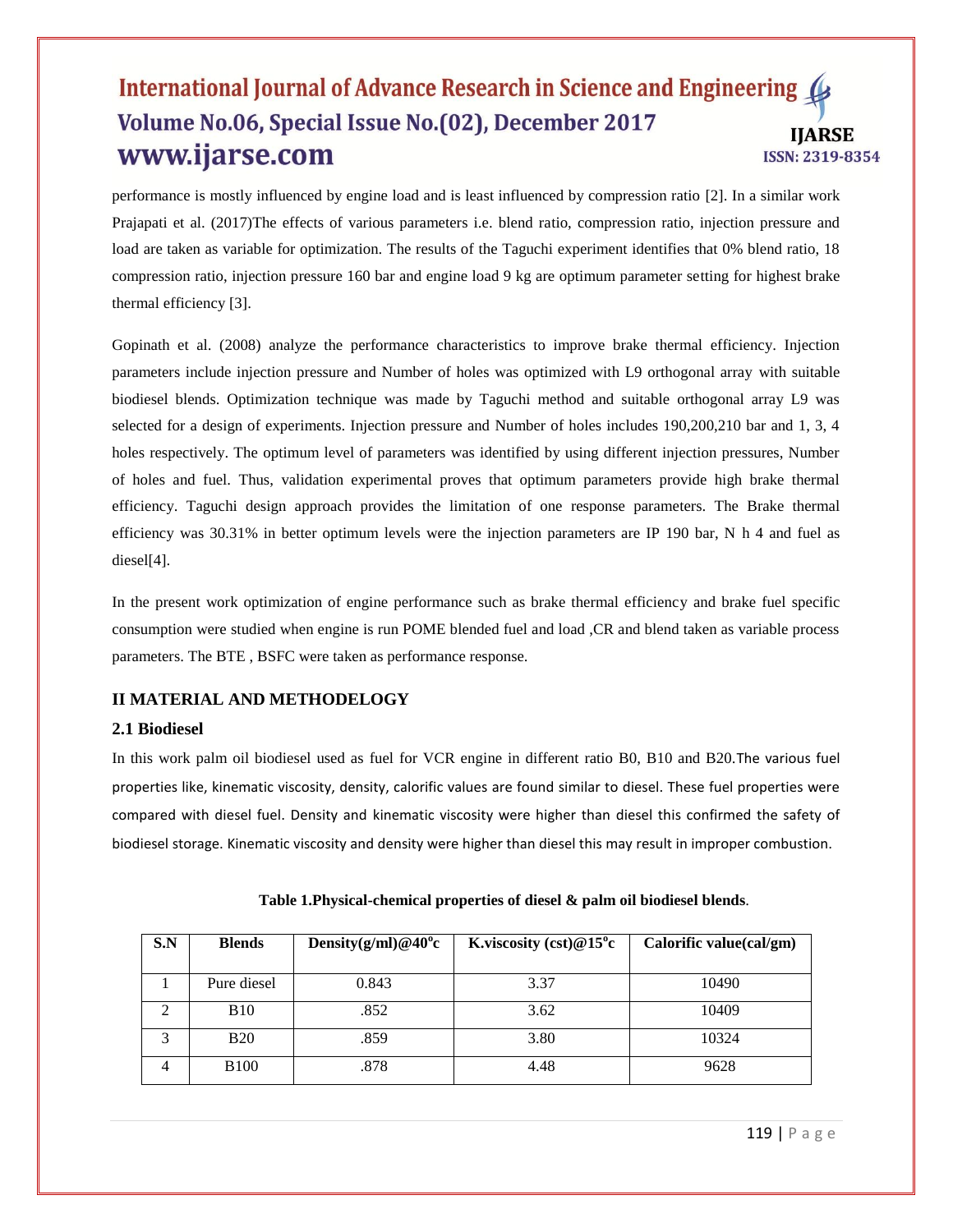performance is mostly influenced by engine load and is least influenced by compression ratio [2]. In a similar work Prajapati et al. (2017)The effects of various parameters i.e. blend ratio, compression ratio, injection pressure and load are taken as variable for optimization. The results of the Taguchi experiment identifies that 0% blend ratio, 18 compression ratio, injection pressure 160 bar and engine load 9 kg are optimum parameter setting for highest brake thermal efficiency [3].

Gopinath et al. (2008) analyze the performance characteristics to improve brake thermal efficiency. Injection parameters include injection pressure and Number of holes was optimized with L9 orthogonal array with suitable biodiesel blends. Optimization technique was made by Taguchi method and suitable orthogonal array L9 was selected for a design of experiments. Injection pressure and Number of holes includes 190,200,210 bar and 1, 3, 4 holes respectively. The optimum level of parameters was identified by using different injection pressures, Number of holes and fuel. Thus, validation experimental proves that optimum parameters provide high brake thermal efficiency. Taguchi design approach provides the limitation of one response parameters. The Brake thermal efficiency was 30.31% in better optimum levels were the injection parameters are IP 190 bar, N h 4 and fuel as diesel[4].

In the present work optimization of engine performance such as brake thermal efficiency and brake fuel specific consumption were studied when engine is run POME blended fuel and load ,CR and blend taken as variable process parameters. The BTE , BSFC were taken as performance response.

## II MATERIAL AND METHODELOGY

### 2.1 Biodiesel

In this work palm oil biodiesel used as fuel for VCR engine in different ratio B0, B10 and B20.The various fuel properties like, kinematic viscosity, density, calorific values are found similar to diesel. These fuel properties were compared with diesel fuel. Density and kinematic viscosity were higher than diesel this confirmed the safety of biodiesel storage. Kinematic viscosity and density were higher than diesel this may result in improper combustion.

**Table 1.Physical-chemical properties of diesel & palm oil biodiesel blends**.

| S.N | Blends | Density(g/ml)@40$^o$c | K.viscosity (cst)@15$^o$c | Calorific value(cal/gm) |
|---|---|---|---|---|
| 1 | Pure diesel | 0.843 | 3.37 | 10490 |
| 2 | B10 | .852 | 3.62 | 10409 |
| 3 | B20 | .859 | 3.80 | 10324 |
| 4 | B100 | .878 | 4.48 | 9628 |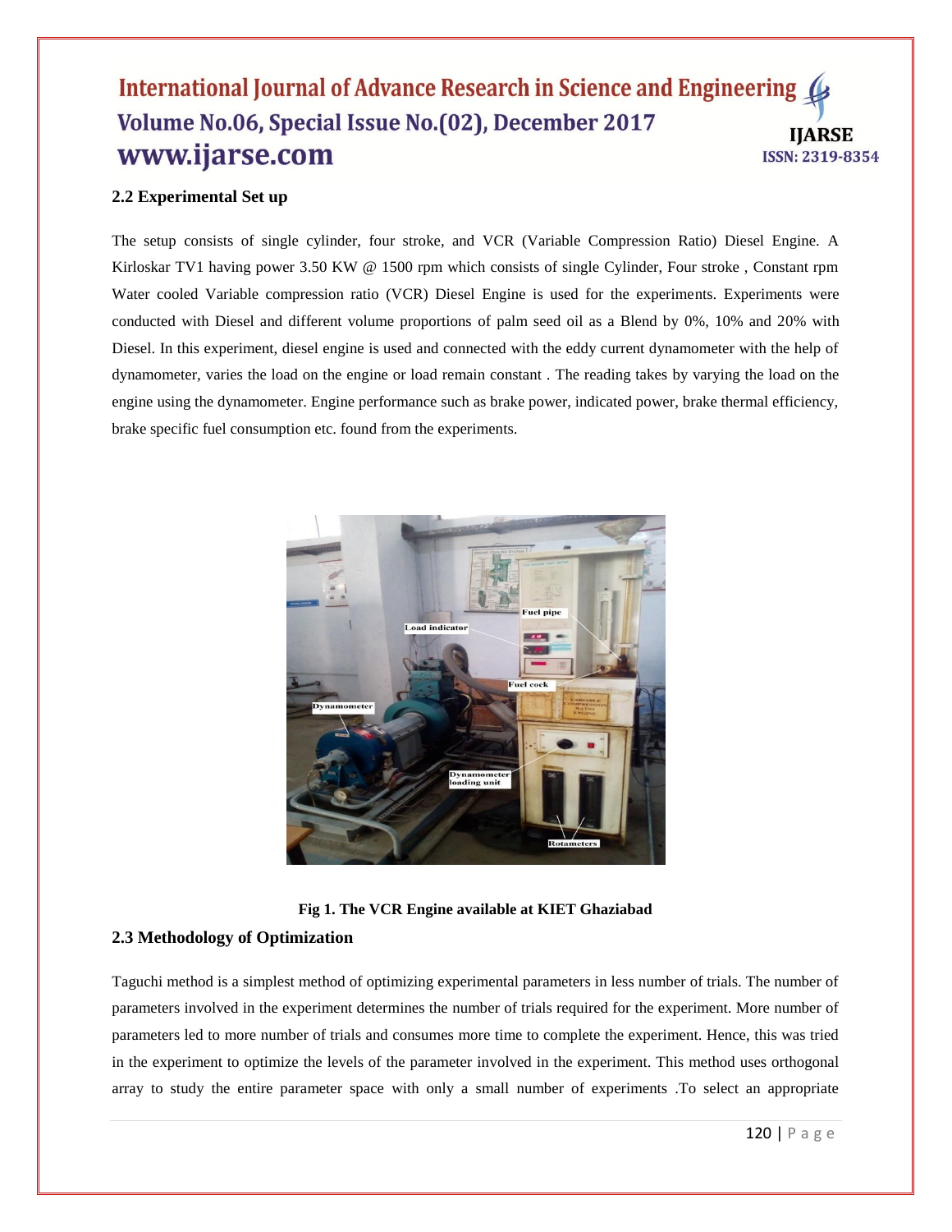## 2.2 Experimental Set up

The setup consists of single cylinder, four stroke, and VCR (Variable Compression Ratio) Diesel Engine. A Kirloskar TV1 having power 3.50 KW @ 1500 rpm which consists of single Cylinder, Four stroke , Constant rpm Water cooled Variable compression ratio (VCR) Diesel Engine is used for the experiments. Experiments were conducted with Diesel and different volume proportions of palm seed oil as a Blend by 0%, 10% and 20% with Diesel. In this experiment, diesel engine is used and connected with the eddy current dynamometer with the help of dynamometer, varies the load on the engine or load remain constant . The reading takes by varying the load on the engine using the dynamometer. Engine performance such as brake power, indicated power, brake thermal efficiency, brake specific fuel consumption etc. found from the experiments.

**Fig 1. The VCR Engine available at KIET Ghaziabad**

## 2.3 Methodology of Optimization

Taguchi method is a simplest method of optimizing experimental parameters in less number of trials. The number of parameters involved in the experiment determines the number of trials required for the experiment. More number of parameters led to more number of trials and consumes more time to complete the experiment. Hence, this was tried in the experiment to optimize the levels of the parameter involved in the experiment. This method uses orthogonal array to study the entire parameter space with only a small number of experiments .To select an appropriate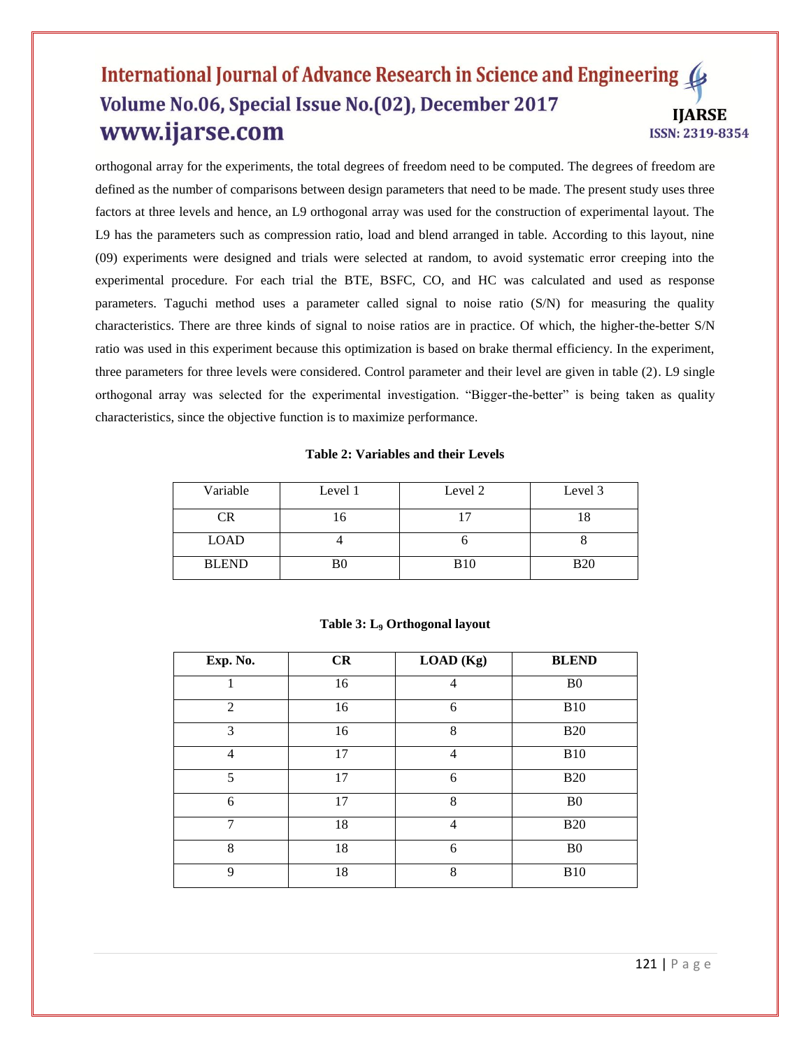orthogonal array for the experiments, the total degrees of freedom need to be computed. The degrees of freedom are defined as the number of comparisons between design parameters that need to be made. The present study uses three factors at three levels and hence, an L9 orthogonal array was used for the construction of experimental layout. The L9 has the parameters such as compression ratio, load and blend arranged in table. According to this layout, nine (09) experiments were designed and trials were selected at random, to avoid systematic error creeping into the experimental procedure. For each trial the BTE, BSFC, CO, and HC was calculated and used as response parameters. Taguchi method uses a parameter called signal to noise ratio (S/N) for measuring the quality characteristics. There are three kinds of signal to noise ratios are in practice. Of which, the higher-the-better S/N ratio was used in this experiment because this optimization is based on brake thermal efficiency. In the experiment, three parameters for three levels were considered. Control parameter and their level are given in table (2). L9 single orthogonal array was selected for the experimental investigation. "Bigger-the-better" is being taken as quality characteristics, since the objective function is to maximize performance.

**Table 2: Variables and their Levels**

| Variable | Level 1 | Level 2 | Level 3 |
|---|---|---|---|
| CR | 16 | 17 | 18 |
| LOAD | 4 | 6 | 8 |
| BLEND | B0 | B10 | B20 |

**Table 3: $L_9$ Orthogonal layout**

| Exp. No. | CR | LOAD (Kg) | BLEND |
|---|---|---|---|
| 1 | 16 | 4 | B0 |
| 2 | 16 | 6 | B10 |
| 3 | 16 | 8 | B20 |
| 4 | 17 | 4 | B10 |
| 5 | 17 | 6 | B20 |
| 6 | 17 | 8 | B0 |
| 7 | 18 | 4 | B20 |
| 8 | 18 | 6 | B0 |
| 9 | 18 | 8 | B10 |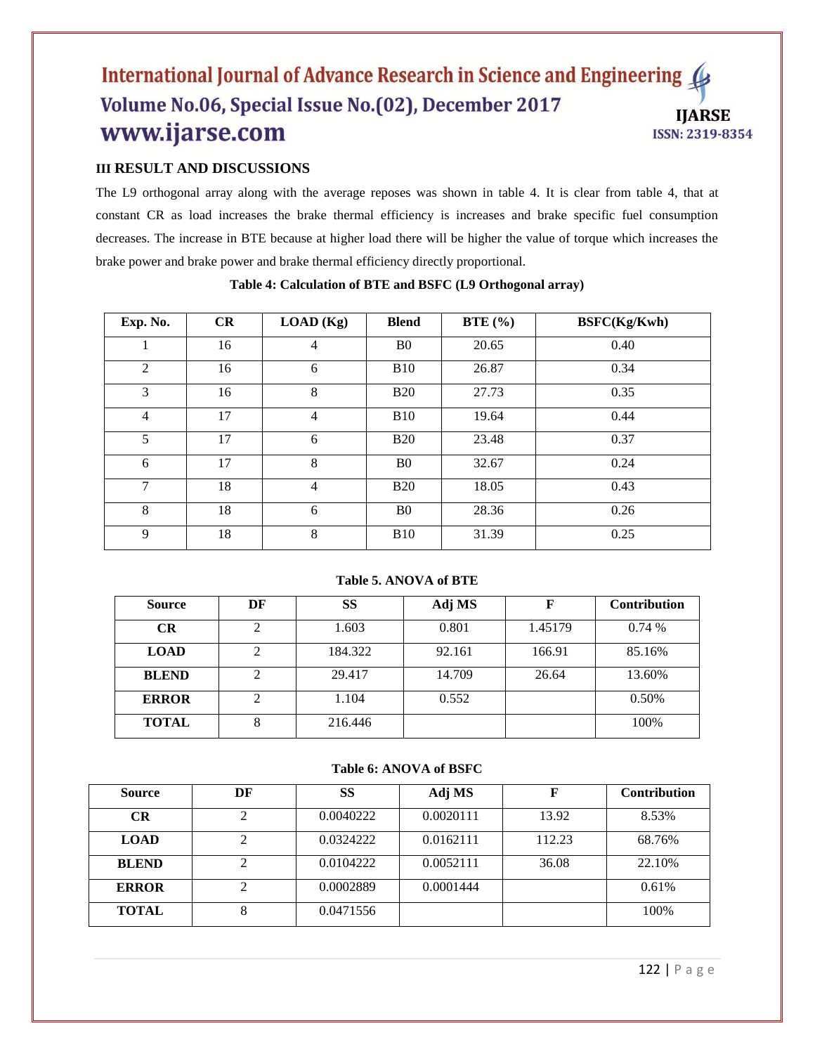## III RESULT AND DISCUSSIONS

The L9 orthogonal array along with the average reposes was shown in table 4. It is clear from table 4, that at constant CR as load increases the brake thermal efficiency is increases and brake specific fuel consumption decreases. The increase in BTE because at higher load there will be higher the value of torque which increases the brake power and brake power and brake thermal efficiency directly proportional.

**Table 4: Calculation of BTE and BSFC (L9 Orthogonal array)**

| Exp. No. | CR | LOAD (Kg) | Blend | BTE (%) | BSFC(Kg/Kwh) |
|---|---|---|---|---|---|
| 1 | 16 | 4 | B0 | 20.65 | 0.40 |
| 2 | 16 | 6 | B10 | 26.87 | 0.34 |
| 3 | 16 | 8 | B20 | 27.73 | 0.35 |
| 4 | 17 | 4 | B10 | 19.64 | 0.44 |
| 5 | 17 | 6 | B20 | 23.48 | 0.37 |
| 6 | 17 | 8 | B0 | 32.67 | 0.24 |
| 7 | 18 | 4 | B20 | 18.05 | 0.43 |
| 8 | 18 | 6 | B0 | 28.36 | 0.26 |
| 9 | 18 | 8 | B10 | 31.39 | 0.25 |

**Table 5. ANOVA of BTE**

| Source | DF | SS | Adj MS | F | Contribution |
|---|---|---|---|---|---|
| **CR** | 2 | 1.603 | 0.801 | 1.45179 | 0.74 % |
| **LOAD** | 2 | 184.322 | 92.161 | 166.91 | 85.16% |
| **BLEND** | 2 | 29.417 | 14.709 | 26.64 | 13.60% |
| **ERROR** | 2 | 1.104 | 0.552 | | 0.50% |
| **TOTAL** | 8 | 216.446 | | | 100% |

**Table 6: ANOVA of BSFC**

| Source | DF | SS | Adj MS | F | Contribution |
|---|---|---|---|---|---|
| **CR** | 2 | 0.0040222 | 0.0020111 | 13.92 | 8.53% |
| **LOAD** | 2 | 0.0324222 | 0.0162111 | 112.23 | 68.76% |
| **BLEND** | 2 | 0.0104222 | 0.0052111 | 36.08 | 22.10% |
| **ERROR** | 2 | 0.0002889 | 0.0001444 | | 0.61% |
| **TOTAL** | 8 | 0.0471556 | | | 100% |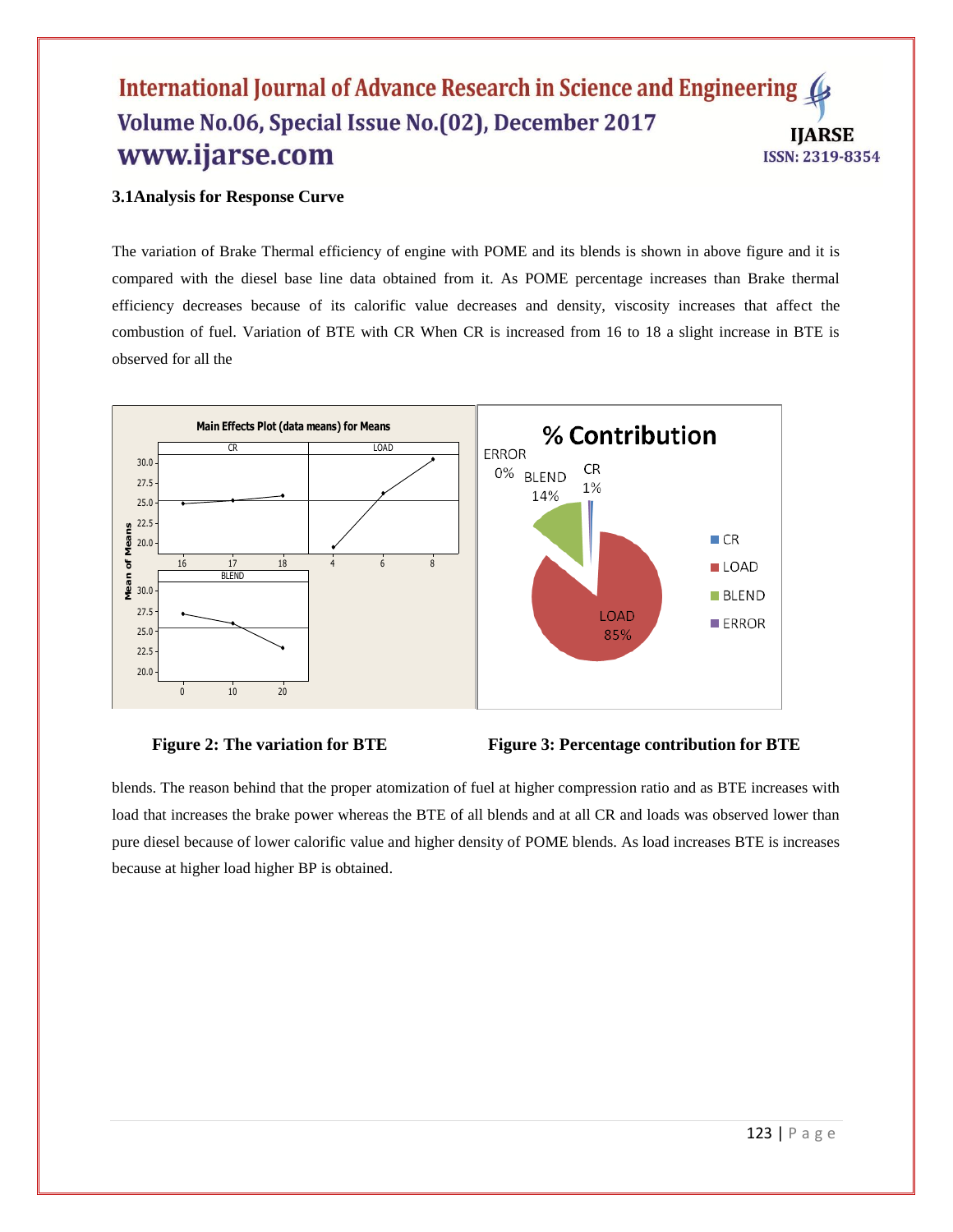### 3.1Analysis for Response Curve

The variation of Brake Thermal efficiency of engine with POME and its blends is shown in above figure and it is compared with the diesel base line data obtained from it. As POME percentage increases than Brake thermal efficiency decreases because of its calorific value decreases and density, viscosity increases that affect the combustion of fuel. Variation of BTE with CR When CR is increased from 16 to 18 a slight increase in BTE is observed for all the

**Figure 2: The variation for BTE**

**Figure 3: Percentage contribution for BTE**

blends. The reason behind that the proper atomization of fuel at higher compression ratio and as BTE increases with load that increases the brake power whereas the BTE of all blends and at all CR and loads was observed lower than pure diesel because of lower calorific value and higher density of POME blends. As load increases BTE is increases because at higher load higher BP is obtained.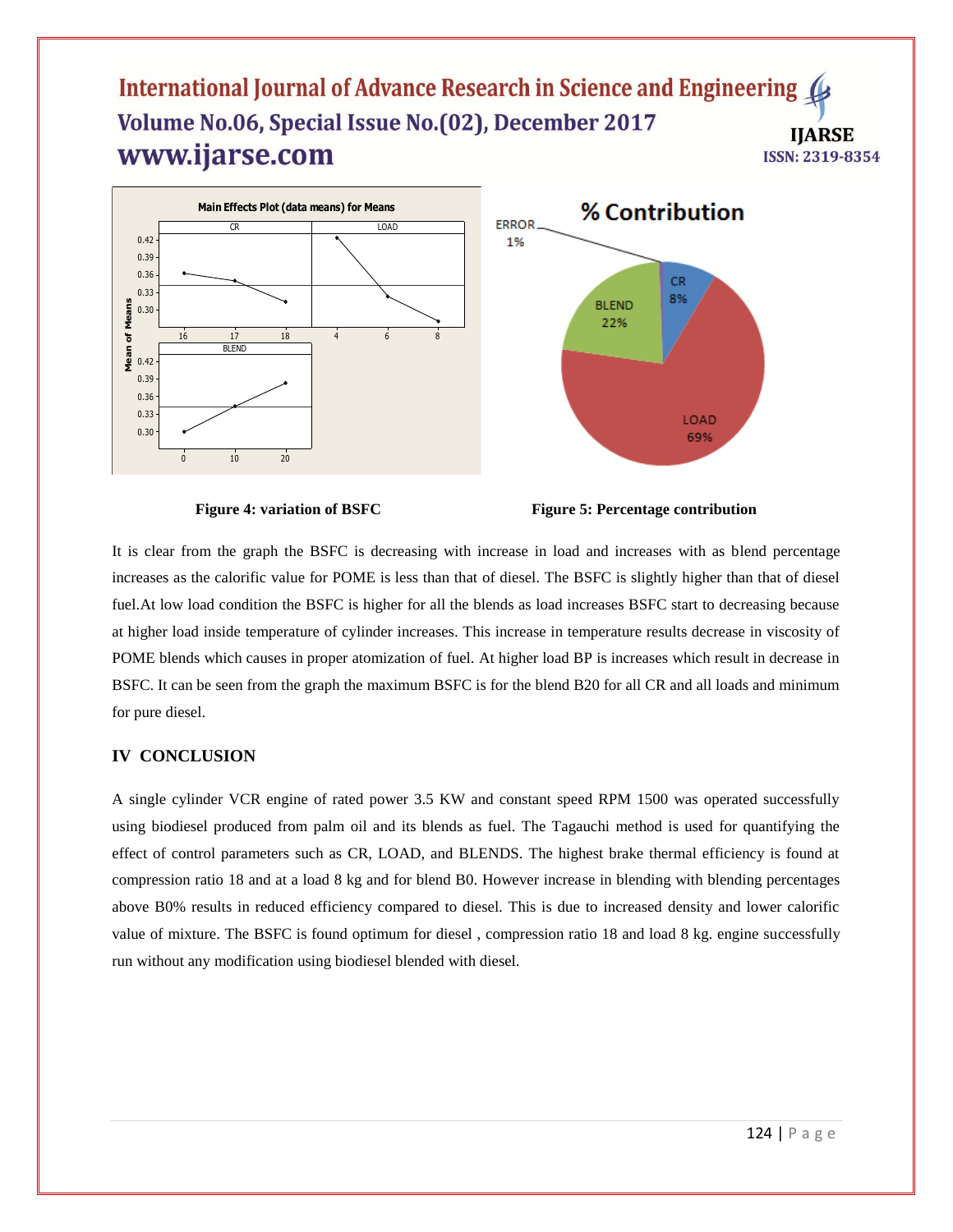Figure 4: variation of BSFC

Figure 5: Percentage contribution

It is clear from the graph the BSFC is decreasing with increase in load and increases with as blend percentage increases as the calorific value for POME is less than that of diesel. The BSFC is slightly higher than that of diesel fuel.At low load condition the BSFC is higher for all the blends as load increases BSFC start to decreasing because at higher load inside temperature of cylinder increases. This increase in temperature results decrease in viscosity of POME blends which causes in proper atomization of fuel. At higher load BP is increases which result in decrease in BSFC. It can be seen from the graph the maximum BSFC is for the blend B20 for all CR and all loads and minimum for pure diesel.

## IV CONCLUSION

A single cylinder VCR engine of rated power 3.5 KW and constant speed RPM 1500 was operated successfully using biodiesel produced from palm oil and its blends as fuel. The Tagauchi method is used for quantifying the effect of control parameters such as CR, LOAD, and BLENDS. The highest brake thermal efficiency is found at compression ratio 18 and at a load 8 kg and for blend B0. However increase in blending with blending percentages above B0% results in reduced efficiency compared to diesel. This is due to increased density and lower calorific value of mixture. The BSFC is found optimum for diesel , compression ratio 18 and load 8 kg. engine successfully run without any modification using biodiesel blended with diesel.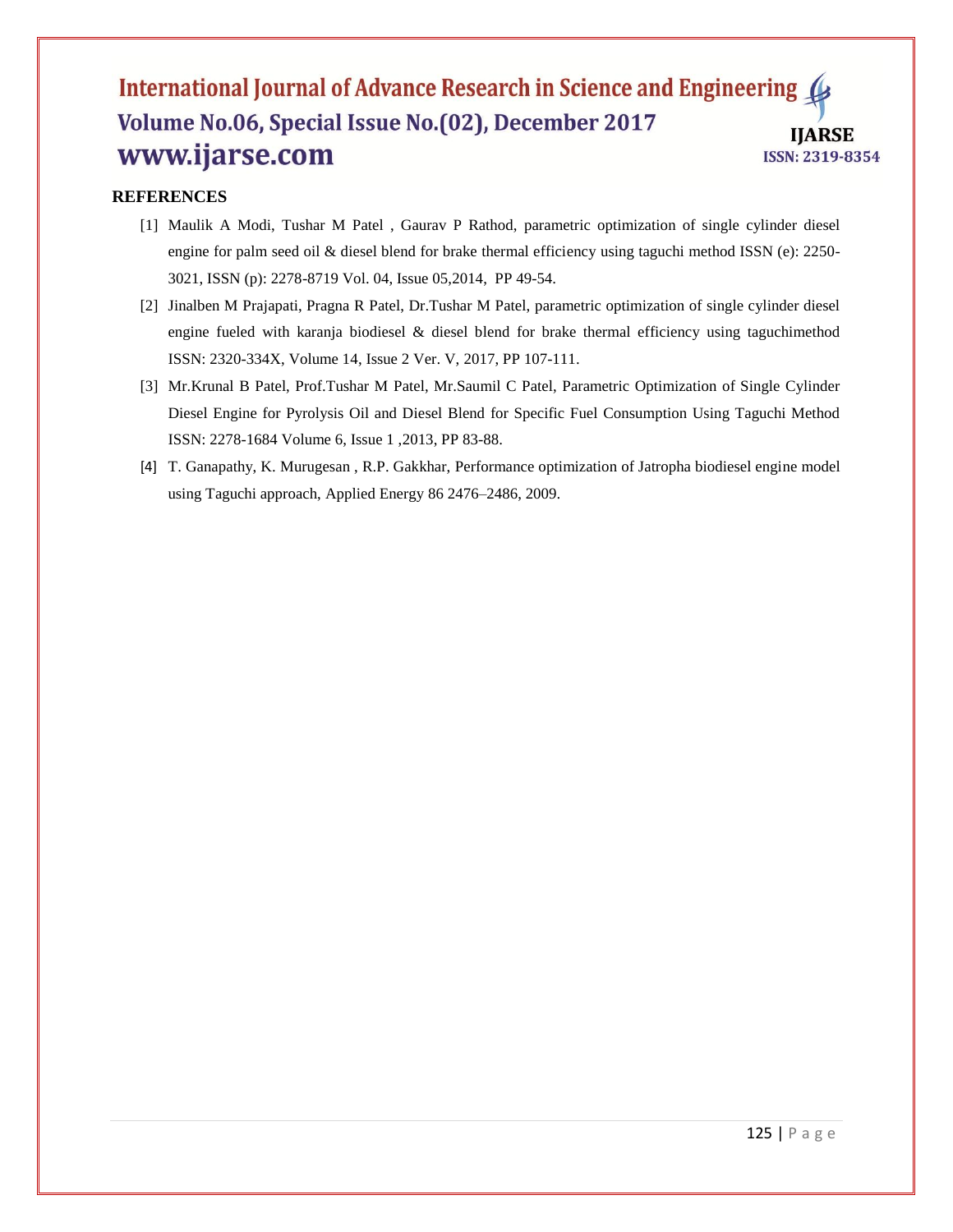## REFERENCES

[1] Maulik A Modi, Tushar M Patel , Gaurav P Rathod, parametric optimization of single cylinder diesel engine for palm seed oil & diesel blend for brake thermal efficiency using taguchi method ISSN (e): 2250-3021, ISSN (p): 2278-8719 Vol. 04, Issue 05,2014, PP 49-54.

[2] Jinalben M Prajapati, Pragna R Patel, Dr.Tushar M Patel, parametric optimization of single cylinder diesel engine fueled with karanja biodiesel & diesel blend for brake thermal efficiency using taguchimethod ISSN: 2320-334X, Volume 14, Issue 2 Ver. V, 2017, PP 107-111.

[3] Mr.Krunal B Patel, Prof.Tushar M Patel, Mr.Saumil C Patel, Parametric Optimization of Single Cylinder Diesel Engine for Pyrolysis Oil and Diesel Blend for Specific Fuel Consumption Using Taguchi Method ISSN: 2278-1684 Volume 6, Issue 1 ,2013, PP 83-88.

[4] T. Ganapathy, K. Murugesan , R.P. Gakkhar, Performance optimization of Jatropha biodiesel engine model using Taguchi approach, Applied Energy 86 2476–2486, 2009.